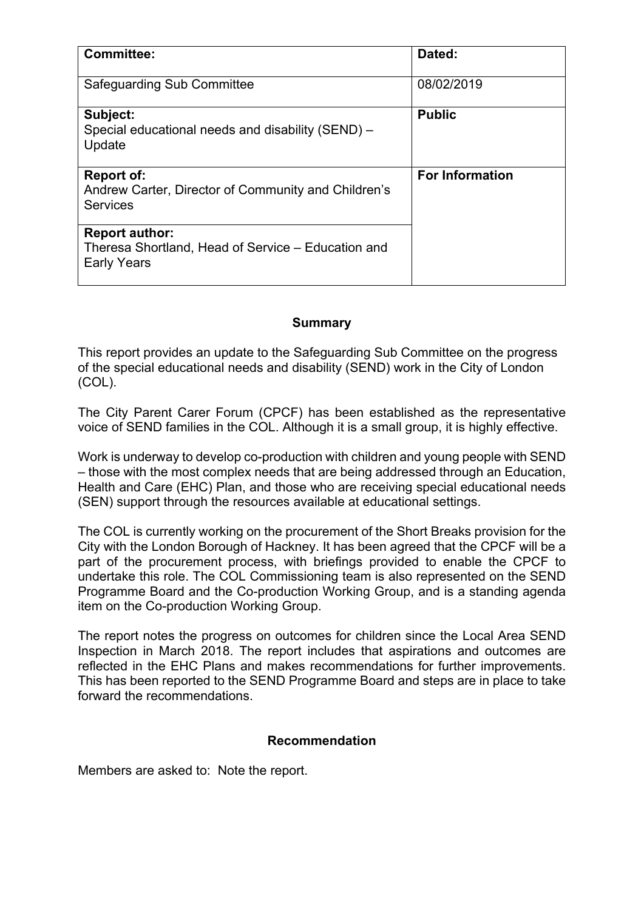| Committee: | Dated: |
| --- | --- |
| Safeguarding Sub Committee | 08/02/2019 |
| **Subject:**<br>Special educational needs and disability (SEND) – Update | **Public** |
| **Report of:**<br>Andrew Carter, Director of Community and Children's Services | **For Information** |
| **Report author:**<br>Theresa Shortland, Head of Service – Education and Early Years | |

## Summary

This report provides an update to the Safeguarding Sub Committee on the progress of the special educational needs and disability (SEND) work in the City of London (COL).

The City Parent Carer Forum (CPCF) has been established as the representative voice of SEND families in the COL. Although it is a small group, it is highly effective.

Work is underway to develop co-production with children and young people with SEND – those with the most complex needs that are being addressed through an Education, Health and Care (EHC) Plan, and those who are receiving special educational needs (SEN) support through the resources available at educational settings.

The COL is currently working on the procurement of the Short Breaks provision for the City with the London Borough of Hackney. It has been agreed that the CPCF will be a part of the procurement process, with briefings provided to enable the CPCF to undertake this role. The COL Commissioning team is also represented on the SEND Programme Board and the Co-production Working Group, and is a standing agenda item on the Co-production Working Group.

The report notes the progress on outcomes for children since the Local Area SEND Inspection in March 2018. The report includes that aspirations and outcomes are reflected in the EHC Plans and makes recommendations for further improvements. This has been reported to the SEND Programme Board and steps are in place to take forward the recommendations.

## Recommendation

Members are asked to: Note the report.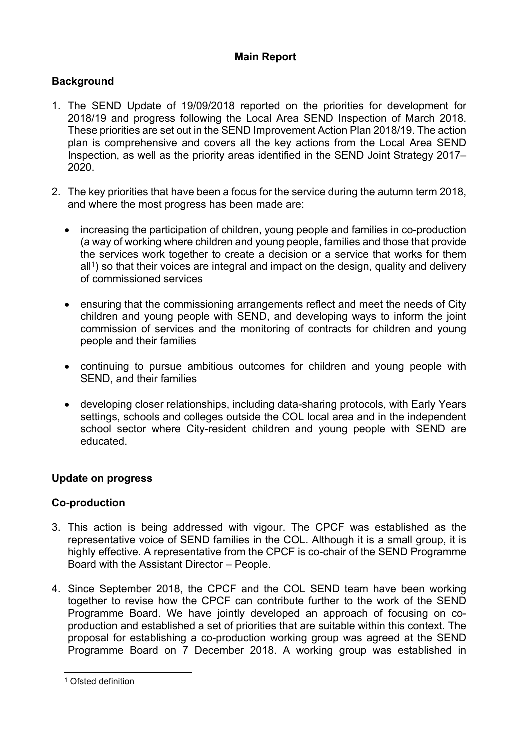## Main Report

### Background

1. The SEND Update of 19/09/2018 reported on the priorities for development for 2018/19 and progress following the Local Area SEND Inspection of March 2018. These priorities are set out in the SEND Improvement Action Plan 2018/19. The action plan is comprehensive and covers all the key actions from the Local Area SEND Inspection, as well as the priority areas identified in the SEND Joint Strategy 2017–2020.

2. The key priorities that have been a focus for the service during the autumn term 2018, and where the most progress has been made are:

   - increasing the participation of children, young people and families in co-production (a way of working where children and young people, families and those that provide the services work together to create a decision or a service that works for them all[1]) so that their voices are integral and impact on the design, quality and delivery of commissioned services

   - ensuring that the commissioning arrangements reflect and meet the needs of City children and young people with SEND, and developing ways to inform the joint commission of services and the monitoring of contracts for children and young people and their families

   - continuing to pursue ambitious outcomes for children and young people with SEND, and their families

   - developing closer relationships, including data-sharing protocols, with Early Years settings, schools and colleges outside the COL local area and in the independent school sector where City-resident children and young people with SEND are educated.

### Update on progress

### Co-production

3. This action is being addressed with vigour. The CPCF was established as the representative voice of SEND families in the COL. Although it is a small group, it is highly effective. A representative from the CPCF is co-chair of the SEND Programme Board with the Assistant Director – People.

4. Since September 2018, the CPCF and the COL SEND team have been working together to revise how the CPCF can contribute further to the work of the SEND Programme Board. We have jointly developed an approach of focusing on co-production and established a set of priorities that are suitable within this context. The proposal for establishing a co-production working group was agreed at the SEND Programme Board on 7 December 2018. A working group was established in

[1] Ofsted definition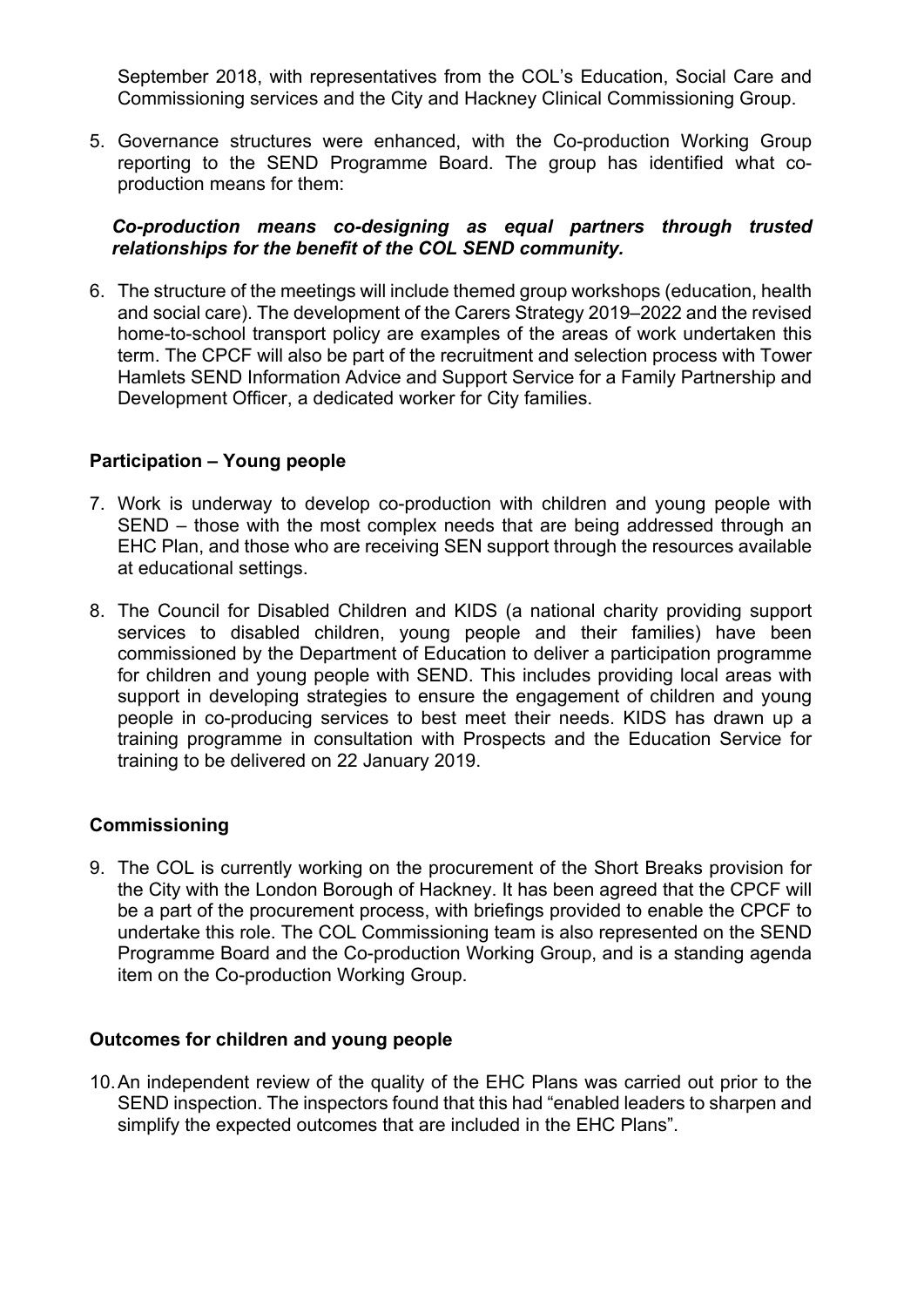September 2018, with representatives from the COL's Education, Social Care and Commissioning services and the City and Hackney Clinical Commissioning Group.

5. Governance structures were enhanced, with the Co-production Working Group reporting to the SEND Programme Board. The group has identified what co-production means for them:

   ***Co-production means co-designing as equal partners through trusted relationships for the benefit of the COL SEND community.***

6. The structure of the meetings will include themed group workshops (education, health and social care). The development of the Carers Strategy 2019–2022 and the revised home-to-school transport policy are examples of the areas of work undertaken this term. The CPCF will also be part of the recruitment and selection process with Tower Hamlets SEND Information Advice and Support Service for a Family Partnership and Development Officer, a dedicated worker for City families.

**Participation – Young people**

7. Work is underway to develop co-production with children and young people with SEND – those with the most complex needs that are being addressed through an EHC Plan, and those who are receiving SEN support through the resources available at educational settings.

8. The Council for Disabled Children and KIDS (a national charity providing support services to disabled children, young people and their families) have been commissioned by the Department of Education to deliver a participation programme for children and young people with SEND. This includes providing local areas with support in developing strategies to ensure the engagement of children and young people in co-producing services to best meet their needs. KIDS has drawn up a training programme in consultation with Prospects and the Education Service for training to be delivered on 22 January 2019.

**Commissioning**

9. The COL is currently working on the procurement of the Short Breaks provision for the City with the London Borough of Hackney. It has been agreed that the CPCF will be a part of the procurement process, with briefings provided to enable the CPCF to undertake this role. The COL Commissioning team is also represented on the SEND Programme Board and the Co-production Working Group, and is a standing agenda item on the Co-production Working Group.

**Outcomes for children and young people**

10. An independent review of the quality of the EHC Plans was carried out prior to the SEND inspection. The inspectors found that this had "enabled leaders to sharpen and simplify the expected outcomes that are included in the EHC Plans".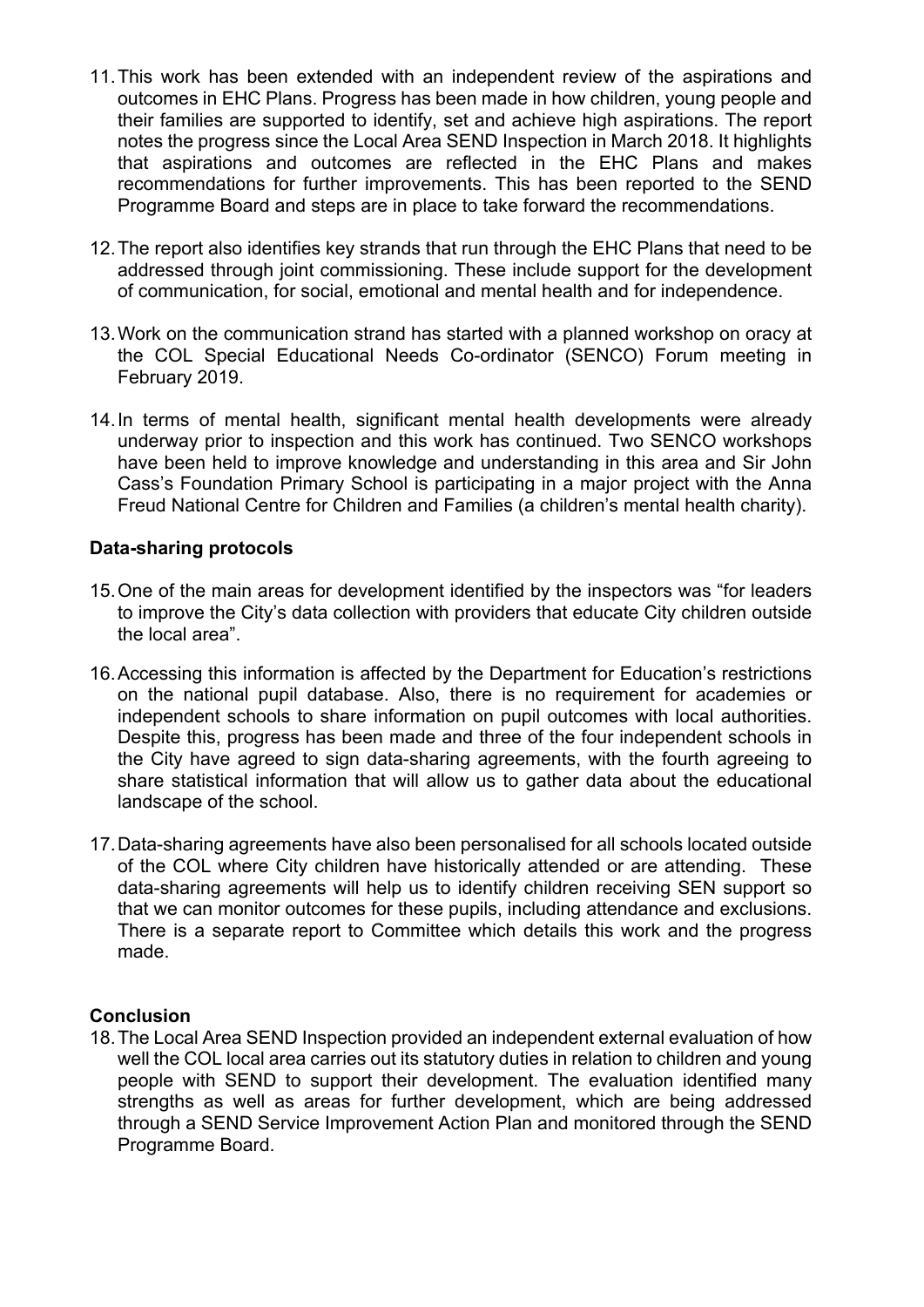11. This work has been extended with an independent review of the aspirations and outcomes in EHC Plans. Progress has been made in how children, young people and their families are supported to identify, set and achieve high aspirations. The report notes the progress since the Local Area SEND Inspection in March 2018. It highlights that aspirations and outcomes are reflected in the EHC Plans and makes recommendations for further improvements. This has been reported to the SEND Programme Board and steps are in place to take forward the recommendations.

12. The report also identifies key strands that run through the EHC Plans that need to be addressed through joint commissioning. These include support for the development of communication, for social, emotional and mental health and for independence.

13. Work on the communication strand has started with a planned workshop on oracy at the COL Special Educational Needs Co-ordinator (SENCO) Forum meeting in February 2019.

14. In terms of mental health, significant mental health developments were already underway prior to inspection and this work has continued. Two SENCO workshops have been held to improve knowledge and understanding in this area and Sir John Cass's Foundation Primary School is participating in a major project with the Anna Freud National Centre for Children and Families (a children's mental health charity).

**Data-sharing protocols**

15. One of the main areas for development identified by the inspectors was "for leaders to improve the City's data collection with providers that educate City children outside the local area".

16. Accessing this information is affected by the Department for Education's restrictions on the national pupil database. Also, there is no requirement for academies or independent schools to share information on pupil outcomes with local authorities. Despite this, progress has been made and three of the four independent schools in the City have agreed to sign data-sharing agreements, with the fourth agreeing to share statistical information that will allow us to gather data about the educational landscape of the school.

17. Data-sharing agreements have also been personalised for all schools located outside of the COL where City children have historically attended or are attending. These data-sharing agreements will help us to identify children receiving SEN support so that we can monitor outcomes for these pupils, including attendance and exclusions. There is a separate report to Committee which details this work and the progress made.

**Conclusion**

18. The Local Area SEND Inspection provided an independent external evaluation of how well the COL local area carries out its statutory duties in relation to children and young people with SEND to support their development. The evaluation identified many strengths as well as areas for further development, which are being addressed through a SEND Service Improvement Action Plan and monitored through the SEND Programme Board.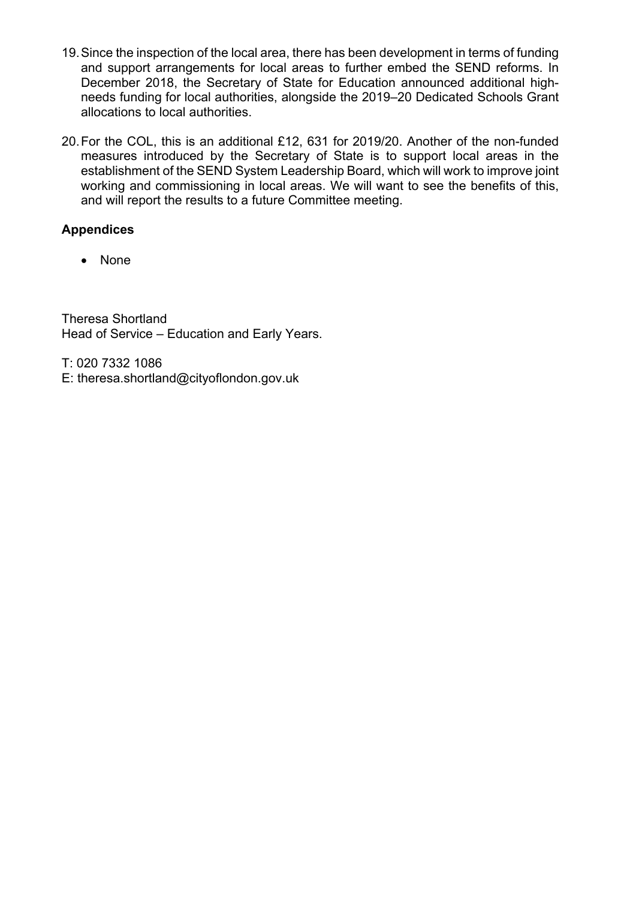19. Since the inspection of the local area, there has been development in terms of funding and support arrangements for local areas to further embed the SEND reforms. In December 2018, the Secretary of State for Education announced additional high-needs funding for local authorities, alongside the 2019–20 Dedicated Schools Grant allocations to local authorities.

20. For the COL, this is an additional £12, 631 for 2019/20. Another of the non-funded measures introduced by the Secretary of State is to support local areas in the establishment of the SEND System Leadership Board, which will work to improve joint working and commissioning in local areas. We will want to see the benefits of this, and will report the results to a future Committee meeting.

**Appendices**

- None

Theresa Shortland
Head of Service – Education and Early Years.

T: 020 7332 1086
E: theresa.shortland@cityoflondon.gov.uk